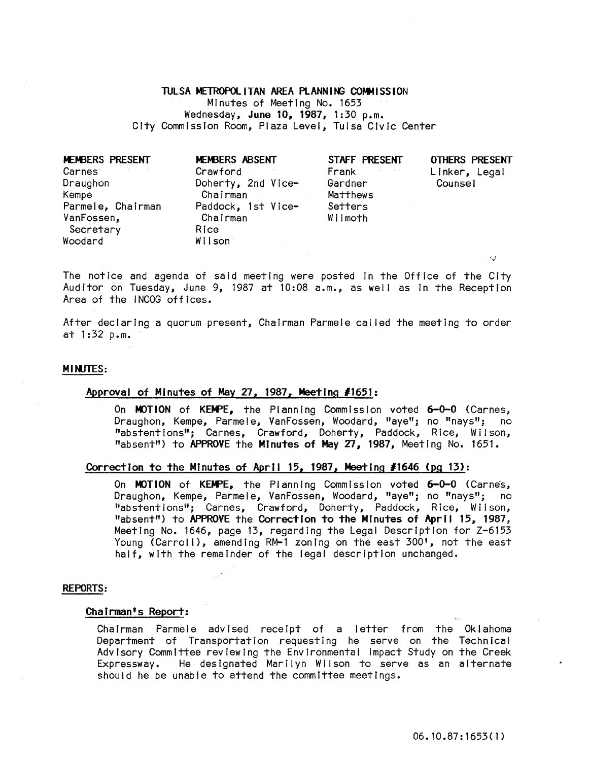# TULSA METROPOLITAN AREA PLANNING COMMISSION

Minutes of Meeting No. 1653
Wednesday, **June 10, 1987**, 1:30 p.m.
City Commission Room, Plaza Level, Tulsa Civic Center

| MEMBERS PRESENT | MEMBERS ABSENT | STAFF PRESENT | OTHERS PRESENT |
|---|---|---|---|
| Carnes | Crawford | Frank | Linker, Legal Counsel |
| Draughon | Doherty, 2nd Vice-Chairman | Gardner | |
| Kempe | Paddock, 1st Vice-Chairman | Matthews | |
| Parmele, Chairman | Rice | Setters | |
| VanFossen, Secretary | Wilson | Wilmoth | |
| Woodard | | | |

The notice and agenda of said meeting were posted in the Office of the City Auditor on Tuesday, June 9, 1987 at 10:08 a.m., as well as in the Reception Area of the INCOG offices.

After declaring a quorum present, Chairman Parmele called the meeting to order at 1:32 p.m.

## MINUTES:

### Approval of Minutes of May 27, 1987, Meeting #1651:

On **MOTION** of **KEMPE**, the Planning Commission voted **6-0-0** (Carnes, Draughon, Kempe, Parmele, VanFossen, Woodard, "aye"; no "nays"; no "abstentions"; Carnes, Crawford, Doherty, Paddock, Rice, Wilson, "absent") to **APPROVE** the **Minutes of May 27, 1987**, Meeting No. 1651.

### Correction to the Minutes of April 15, 1987, Meeting #1646 (pg 13):

On **MOTION** of **KEMPE**, the Planning Commission voted **6-0-0** (Carnes, Draughon, Kempe, Parmele, VanFossen, Woodard, "aye"; no "nays"; no "abstentions"; Carnes, Crawford, Doherty, Paddock, Rice, Wilson, "absent") to **APPROVE** the **Correction to the Minutes of April 15, 1987**, Meeting No. 1646, page 13, regarding the Legal Description for Z-6153 Young (Carroll), amending RM-1 zoning on the east 300', not the east half, with the remainder of the legal description unchanged.

## REPORTS:

### Chairman's Report:

Chairman Parmele advised receipt of a letter from the Oklahoma Department of Transportation requesting he serve on the Technical Advisory Committee reviewing the Environmental Impact Study on the Creek Expressway. He designated Marilyn Wilson to serve as an alternate should he be unable to attend the committee meetings.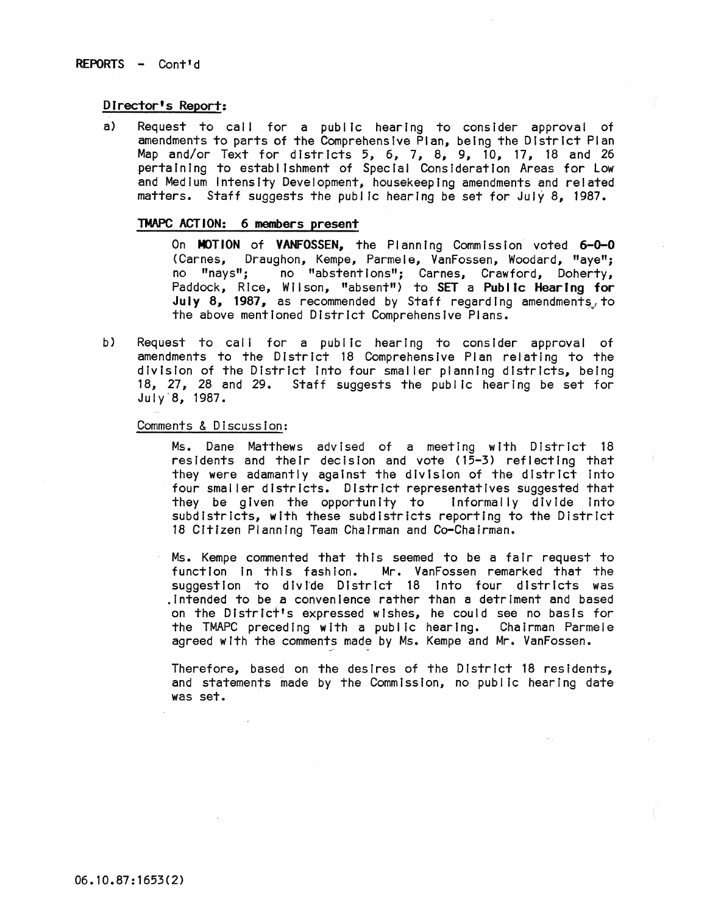REPORTS - Cont'd

**Director's Report:**

a) Request to call for a public hearing to consider approval of amendments to parts of the Comprehensive Plan, being the District Plan Map and/or Text for districts 5, 6, 7, 8, 9, 10, 17, 18 and 26 pertaining to establishment of Special Consideration Areas for Low and Medium Intensity Development, housekeeping amendments and related matters. Staff suggests the public hearing be set for July 8, 1987.

**TMAPC ACTION: 6 members present**

On **MOTION** of **VANFOSSEN**, the Planning Commission voted **6-0-0** (Carnes, Draughon, Kempe, Parmele, VanFossen, Woodard, "aye"; no "nays"; no "abstentions"; Carnes, Crawford, Doherty, Paddock, Rice, Wilson, "absent") to **SET** a **Public Hearing for July 8, 1987,** as recommended by Staff regarding amendments to the above mentioned District Comprehensive Plans.

b) Request to call for a public hearing to consider approval of amendments to the District 18 Comprehensive Plan relating to the division of the District into four smaller planning districts, being 18, 27, 28 and 29. Staff suggests the public hearing be set for July 8, 1987.

Comments & Discussion:

Ms. Dane Matthews advised of a meeting with District 18 residents and their decision and vote (15-3) reflecting that they were adamantly against the division of the district into four smaller districts. District representatives suggested that they be given the opportunity to informally divide into subdistricts, with these subdistricts reporting to the District 18 Citizen Planning Team Chairman and Co-Chairman.

Ms. Kempe commented that this seemed to be a fair request to function in this fashion. Mr. VanFossen remarked that the suggestion to divide District 18 into four districts was intended to be a convenience rather than a detriment and based on the District's expressed wishes, he could see no basis for the TMAPC preceding with a public hearing. Chairman Parmele agreed with the comments made by Ms. Kempe and Mr. VanFossen.

Therefore, based on the desires of the District 18 residents, and statements made by the Commission, no public hearing date was set.

06.10.87:1653(2)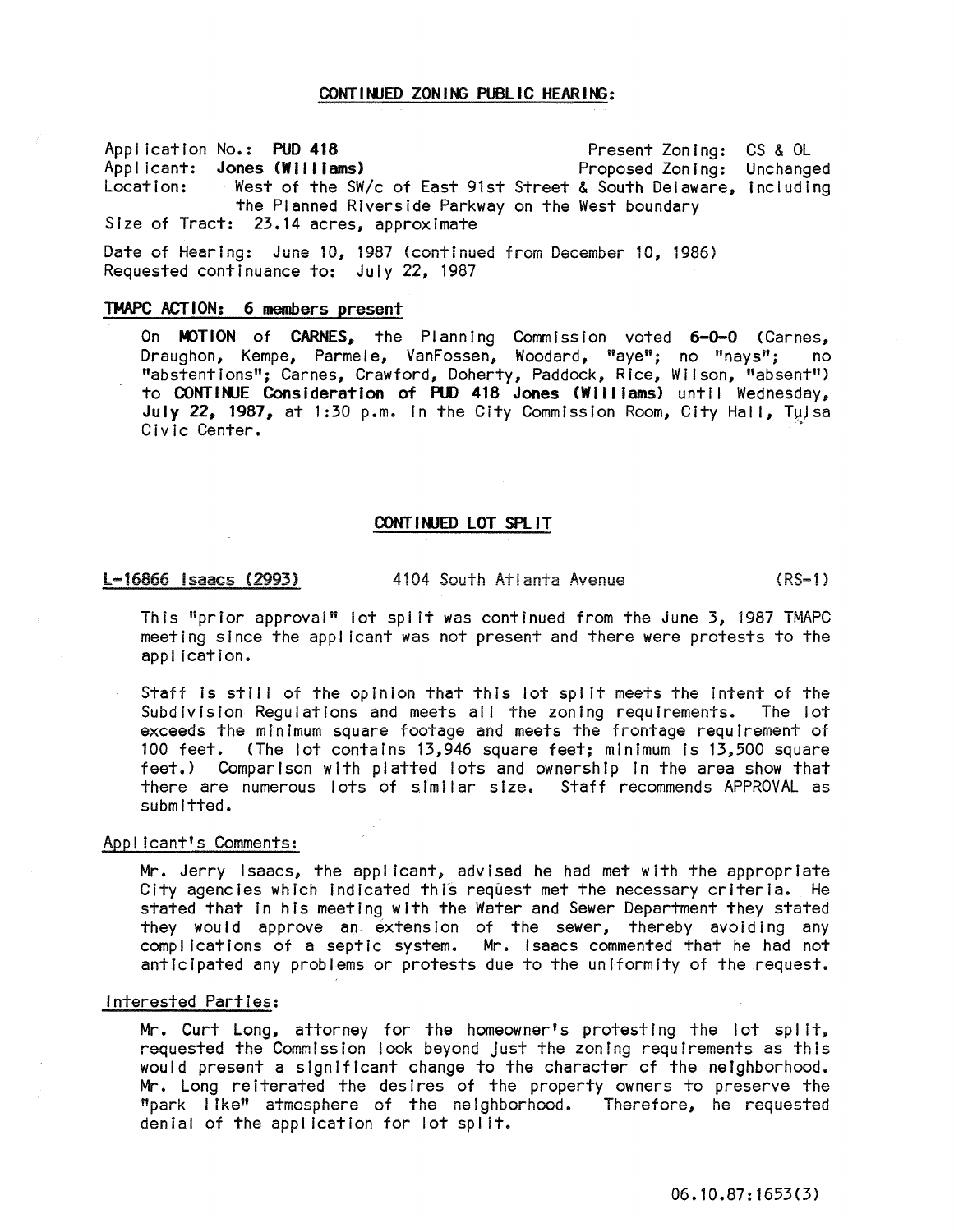## CONTINUED ZONING PUBLIC HEARING:

Application No.: **PUD 418** Present Zoning: CS & OL
Applicant: **Jones (Williams)** Proposed Zoning: Unchanged
Location: West of the SW/c of East 91st Street & South Delaware, including the Planned Riverside Parkway on the West boundary
Size of Tract: 23.14 acres, approximate

Date of Hearing: June 10, 1987 (continued from December 10, 1986)
Requested continuance to: July 22, 1987

### TMAPC ACTION: 6 members present

On **MOTION** of **CARNES,** the Planning Commission voted **6-0-0** (Carnes, Draughon, Kempe, Parmele, VanFossen, Woodard, "aye"; no "nays"; no "abstentions"; Carnes, Crawford, Doherty, Paddock, Rice, Wilson, "absent") to **CONTINUE Consideration of PUD 418 Jones (Williams)** until Wednesday, **July 22, 1987,** at 1:30 p.m. in the City Commission Room, City Hall, Tulsa Civic Center.

## CONTINUED LOT SPLIT

L-16866 Isaacs (2993) 4104 South Atlanta Avenue (RS-1)

This "prior approval" lot split was continued from the June 3, 1987 TMAPC meeting since the applicant was not present and there were protests to the application.

Staff is still of the opinion that this lot split meets the intent of the Subdivision Regulations and meets all the zoning requirements. The lot exceeds the minimum square footage and meets the frontage requirement of 100 feet. (The lot contains 13,946 square feet; minimum is 13,500 square feet.) Comparison with platted lots and ownership in the area show that there are numerous lots of similar size. Staff recommends APPROVAL as submitted.

### Applicant's Comments:

Mr. Jerry Isaacs, the applicant, advised he had met with the appropriate City agencies which indicated this request met the necessary criteria. He stated that in his meeting with the Water and Sewer Department they stated they would approve an extension of the sewer, thereby avoiding any complications of a septic system. Mr. Isaacs commented that he had not anticipated any problems or protests due to the uniformity of the request.

### Interested Parties:

Mr. Curt Long, attorney for the homeowner's protesting the lot split, requested the Commission look beyond just the zoning requirements as this would present a significant change to the character of the neighborhood. Mr. Long reiterated the desires of the property owners to preserve the "park like" atmosphere of the neighborhood. Therefore, he requested denial of the application for lot split.

06.10.87:1653(3)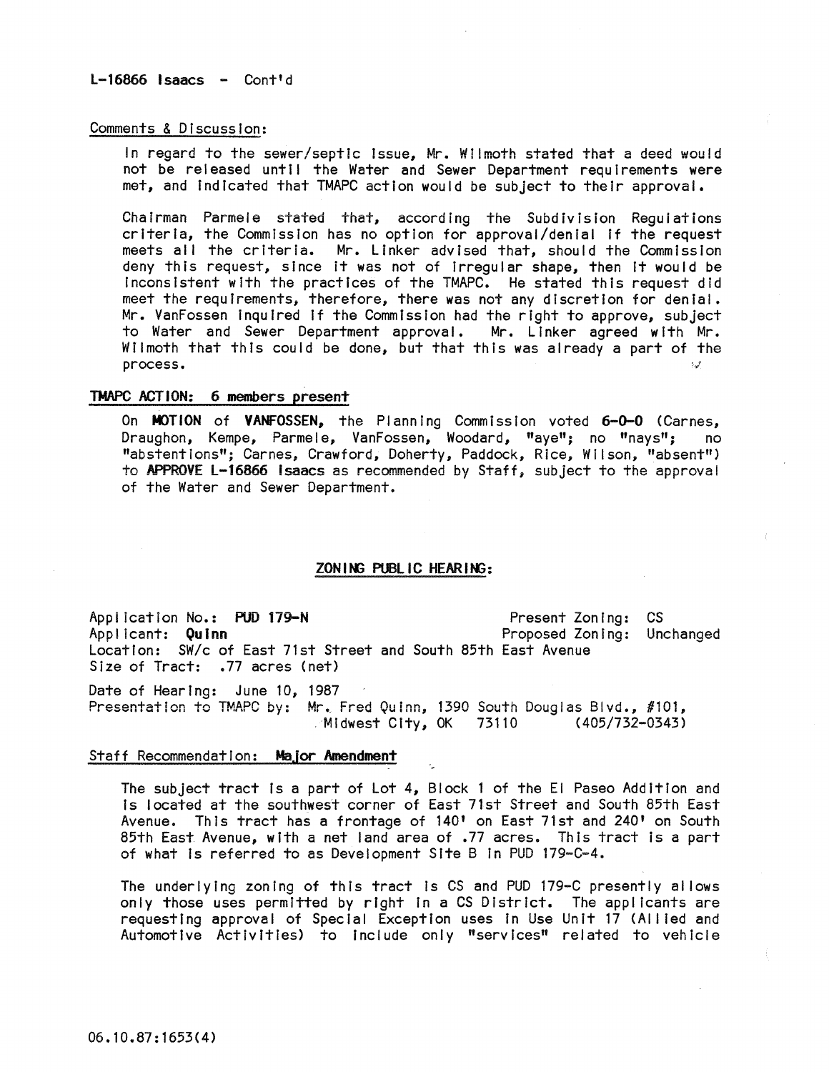**L-16866 Isaacs - Cont'd**

Comments & Discussion:

In regard to the sewer/septic issue, Mr. Wilmoth stated that a deed would not be released until the Water and Sewer Department requirements were met, and indicated that TMAPC action would be subject to their approval.

Chairman Parmele stated that, according the Subdivision Regulations criteria, the Commission has no option for approval/denial if the request meets all the criteria. Mr. Linker advised that, should the Commission deny this request, since it was not of irregular shape, then it would be inconsistent with the practices of the TMAPC. He stated this request did meet the requirements, therefore, there was not any discretion for denial. Mr. VanFossen inquired if the Commission had the right to approve, subject to Water and Sewer Department approval. Mr. Linker agreed with Mr. Wilmoth that this could be done, but that this was already a part of the process.

**TMAPC ACTION: 6 members present**

On **MOTION** of **VANFOSSEN,** the Planning Commission voted **6-0-0** (Carnes, Draughon, Kempe, Parmele, VanFossen, Woodard, "aye"; no "nays"; no "abstentions"; Carnes, Crawford, Doherty, Paddock, Rice, Wilson, "absent") to **APPROVE L-16866 Isaacs** as recommended by Staff, subject to the approval of the Water and Sewer Department.

## ZONING PUBLIC HEARING:

Application No.: **PUD 179-N** Present Zoning: CS
Applicant: **Quinn** Proposed Zoning: Unchanged
Location: SW/c of East 71st Street and South 85th East Avenue
Size of Tract: .77 acres (net)

Date of Hearing: June 10, 1987
Presentation to TMAPC by: Mr. Fred Quinn, 1390 South Douglas Blvd., #101, Midwest City, OK 73110 (405/732-0343)

Staff Recommendation: **Major Amendment**

The subject tract is a part of Lot 4, Block 1 of the El Paseo Addition and is located at the southwest corner of East 71st Street and South 85th East Avenue. This tract has a frontage of 140' on East 71st and 240' on South 85th East Avenue, with a net land area of .77 acres. This tract is a part of what is referred to as Development Site B in PUD 179-C-4.

The underlying zoning of this tract is CS and PUD 179-C presently allows only those uses permitted by right in a CS District. The applicants are requesting approval of Special Exception uses in Use Unit 17 (Allied and Automotive Activities) to include only "services" related to vehicle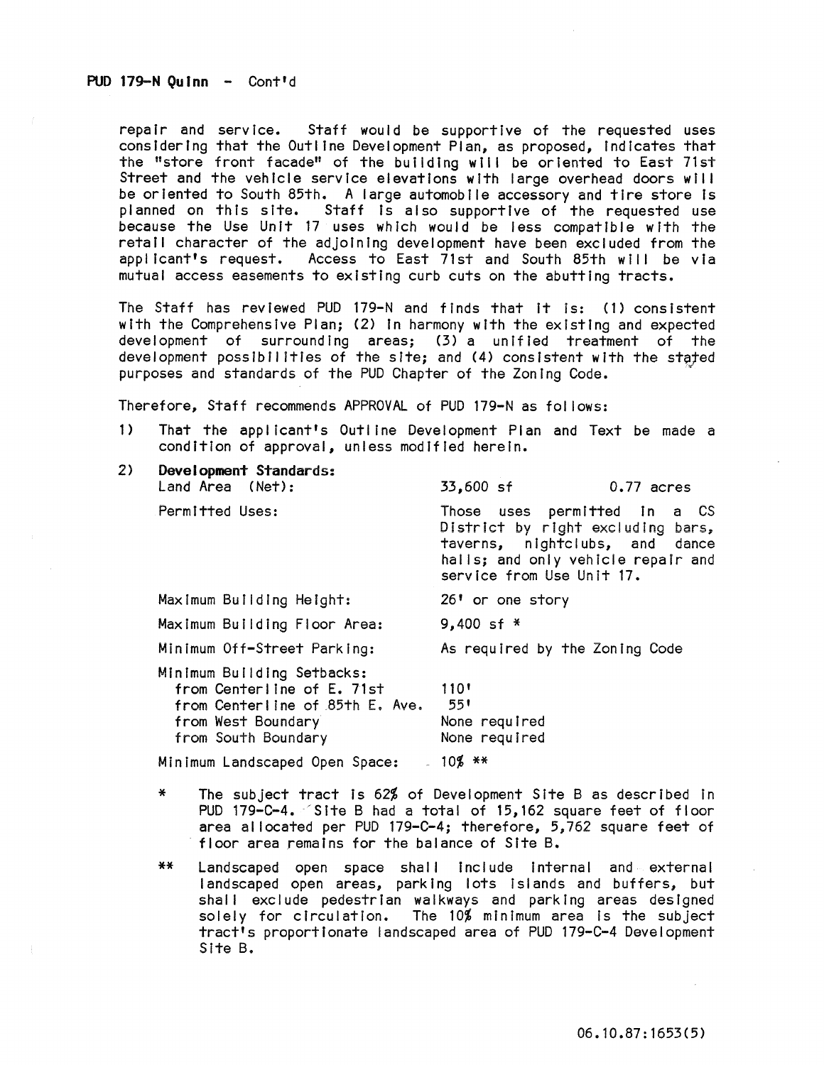**PUD 179-N Quinn - Cont'd**

repair and service. Staff would be supportive of the requested uses considering that the Outline Development Plan, as proposed, indicates that the "store front facade" of the building will be oriented to East 71st Street and the vehicle service elevations with large overhead doors will be oriented to South 85th. A large automobile accessory and tire store is planned on this site. Staff is also supportive of the requested use because the Use Unit 17 uses which would be less compatible with the retail character of the adjoining development have been excluded from the applicant's request. Access to East 71st and South 85th will be via mutual access easements to existing curb cuts on the abutting tracts.

The Staff has reviewed PUD 179-N and finds that it is: (1) consistent with the Comprehensive Plan; (2) in harmony with the existing and expected development of surrounding areas; (3) a unified treatment of the development possibilities of the site; and (4) consistent with the stated purposes and standards of the PUD Chapter of the Zoning Code.

Therefore, Staff recommends APPROVAL of PUD 179-N as follows:

1) That the applicant's Outline Development Plan and Text be made a condition of approval, unless modified herein.

2) **Development Standards:**

| | | |
|---|---|---|
| Land Area (Net): | 33,600 sf | 0.77 acres |
| Permitted Uses: | Those uses permitted in a CS District by right excluding bars, taverns, nightclubs, and dance halls; and only vehicle repair and service from Use Unit 17. | |
| Maximum Building Height: | 26' or one story | |
| Maximum Building Floor Area: | 9,400 sf * | |
| Minimum Off-Street Parking: | As required by the Zoning Code | |
| Minimum Building Setbacks: | | |
| from Centerline of E. 71st | 110' | |
| from Centerline of 85th E. Ave. | 55' | |
| from West Boundary | None required | |
| from South Boundary | None required | |
| Minimum Landscaped Open Space: | 10% ** | |

\* The subject tract is 62% of Development Site B as described in PUD 179-C-4. Site B had a total of 15,162 square feet of floor area allocated per PUD 179-C-4; therefore, 5,762 square feet of floor area remains for the balance of Site B.

** Landscaped open space shall include internal and external landscaped open areas, parking lots islands and buffers, but shall exclude pedestrian walkways and parking areas designed solely for circulation. The 10% minimum area is the subject tract's proportionate landscaped area of PUD 179-C-4 Development Site B.

06.10.87:1653(5)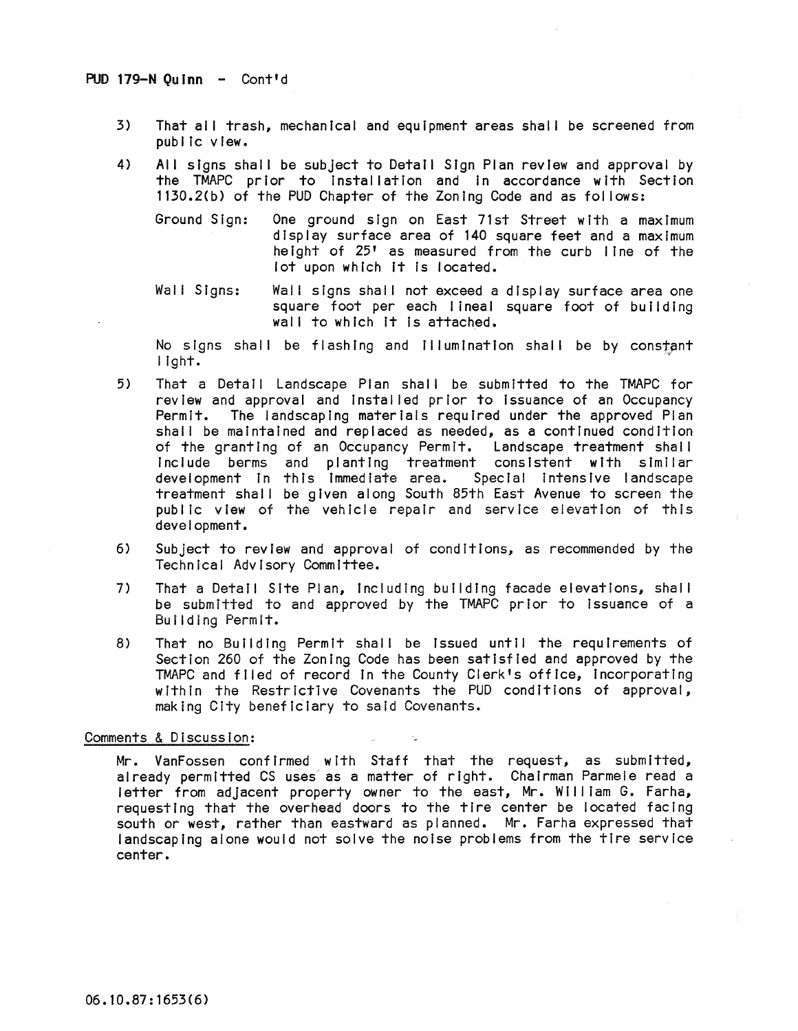PUD 179-N Quinn - Cont'd

3) That all trash, mechanical and equipment areas shall be screened from public view.

4) All signs shall be subject to Detail Sign Plan review and approval by the TMAPC prior to installation and in accordance with Section 1130.2(b) of the PUD Chapter of the Zoning Code and as follows:

   Ground Sign: One ground sign on East 71st Street with a maximum display surface area of 140 square feet and a maximum height of 25' as measured from the curb line of the lot upon which it is located.

   Wall Signs: Wall signs shall not exceed a display surface area one square foot per each lineal square foot of building wall to which it is attached.

   No signs shall be flashing and illumination shall be by constant light.

5) That a Detail Landscape Plan shall be submitted to the TMAPC for review and approval and installed prior to issuance of an Occupancy Permit. The landscaping materials required under the approved Plan shall be maintained and replaced as needed, as a continued condition of the granting of an Occupancy Permit. Landscape treatment shall include berms and planting treatment consistent with similar development in this immediate area. Special intensive landscape treatment shall be given along South 85th East Avenue to screen the public view of the vehicle repair and service elevation of this development.

6) Subject to review and approval of conditions, as recommended by the Technical Advisory Committee.

7) That a Detail Site Plan, including building facade elevations, shall be submitted to and approved by the TMAPC prior to issuance of a Building Permit.

8) That no Building Permit shall be issued until the requirements of Section 260 of the Zoning Code has been satisfied and approved by the TMAPC and filed of record in the County Clerk's office, incorporating within the Restrictive Covenants the PUD conditions of approval, making City beneficiary to said Covenants.

Comments & Discussion:

Mr. VanFossen confirmed with Staff that the request, as submitted, already permitted CS uses as a matter of right. Chairman Parmele read a letter from adjacent property owner to the east, Mr. William G. Farha, requesting that the overhead doors to the tire center be located facing south or west, rather than eastward as planned. Mr. Farha expressed that landscaping alone would not solve the noise problems from the tire service center.

06.10.87:1653(6)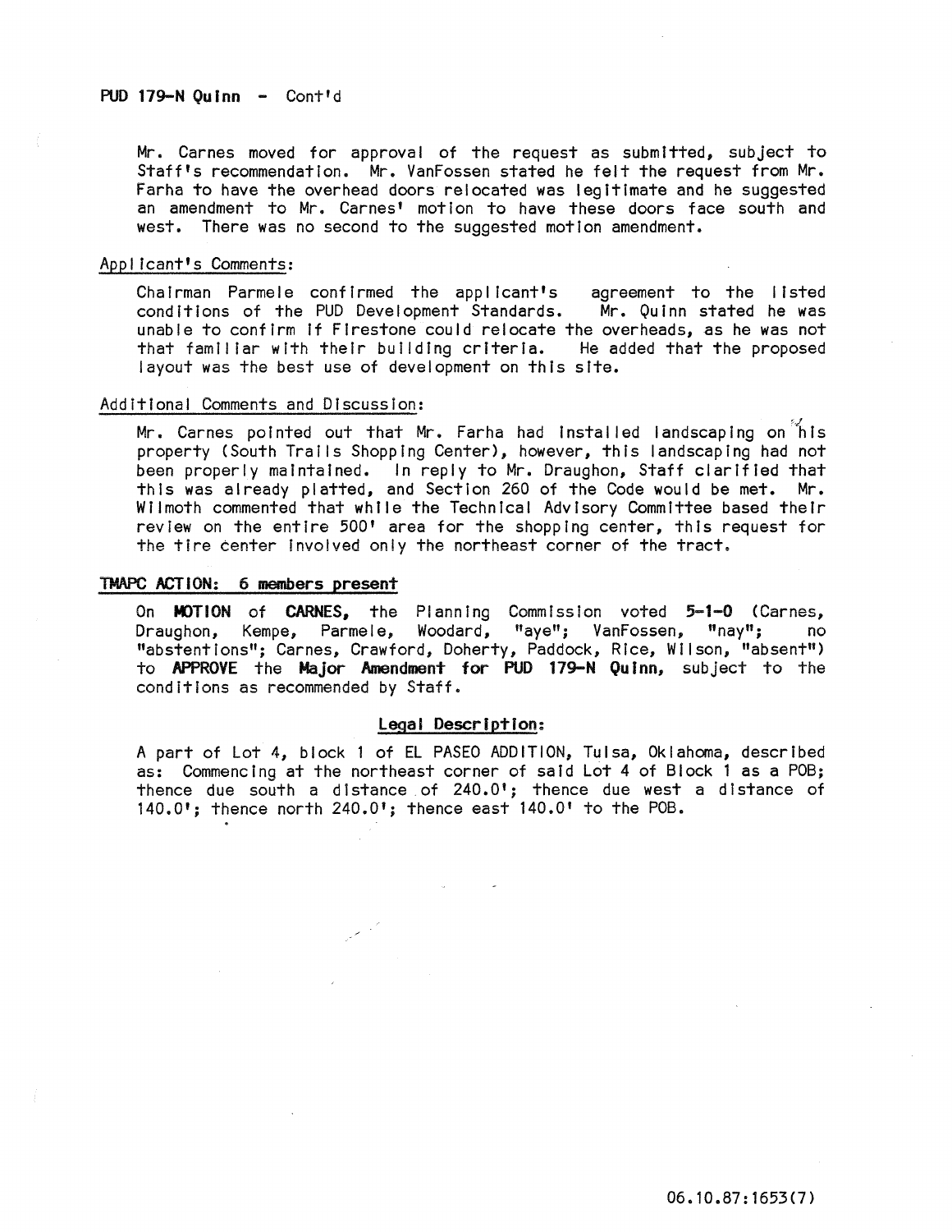**PUD 179-N Quinn - Cont'd**

Mr. Carnes moved for approval of the request as submitted, subject to Staff's recommendation. Mr. VanFossen stated he felt the request from Mr. Farha to have the overhead doors relocated was legitimate and he suggested an amendment to Mr. Carnes' motion to have these doors face south and west. There was no second to the suggested motion amendment.

Applicant's Comments:

Chairman Parmele confirmed the applicant's agreement to the listed conditions of the PUD Development Standards. Mr. Quinn stated he was unable to confirm if Firestone could relocate the overheads, as he was not that familiar with their building criteria. He added that the proposed layout was the best use of development on this site.

Additional Comments and Discussion:

Mr. Carnes pointed out that Mr. Farha had installed landscaping on his property (South Trails Shopping Center), however, this landscaping had not been properly maintained. In reply to Mr. Draughon, Staff clarified that this was already platted, and Section 260 of the Code would be met. Mr. Wilmoth commented that while the Technical Advisory Committee based their review on the entire 500' area for the shopping center, this request for the tire center involved only the northeast corner of the tract.

**TMAPC ACTION: 6 members present**

On **MOTION** of **CARNES**, the Planning Commission voted **5-1-0** (Carnes, Draughon, Kempe, Parmele, Woodard, "aye"; VanFossen, "nay"; no "abstentions"; Carnes, Crawford, Doherty, Paddock, Rice, Wilson, "absent") to **APPROVE** the **Major Amendment for PUD 179-N Quinn**, subject to the conditions as recommended by Staff.

**Legal Description:**

A part of Lot 4, block 1 of EL PASEO ADDITION, Tulsa, Oklahoma, described as: Commencing at the northeast corner of said Lot 4 of Block 1 as a POB; thence due south a distance of 240.0'; thence due west a distance of 140.0'; thence north 240.0'; thence east 140.0' to the POB.

06.10.87:1653(7)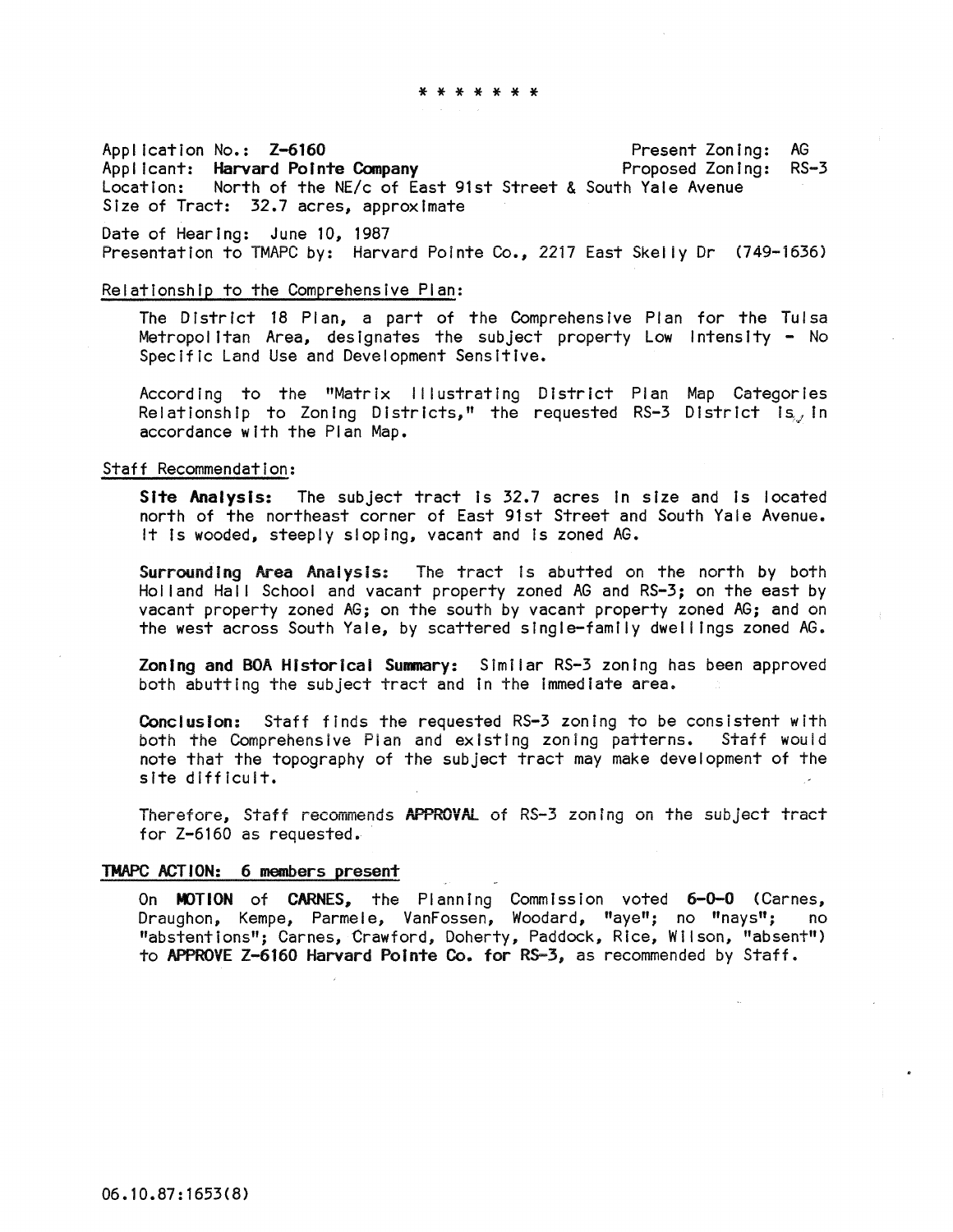* * * * * * *

Application No.: **Z-6160**
Applicant: **Harvard Pointe Company**
Location: North of the NE/c of East 91st Street & South Yale Avenue
Size of Tract: 32.7 acres, approximate

Present Zoning: AG
Proposed Zoning: RS-3

Date of Hearing: June 10, 1987
Presentation to TMAPC by: Harvard Pointe Co., 2217 East Skelly Dr (749-1636)

Relationship to the Comprehensive Plan:

The District 18 Plan, a part of the Comprehensive Plan for the Tulsa Metropolitan Area, designates the subject property Low Intensity - No Specific Land Use and Development Sensitive.

According to the "Matrix Illustrating District Plan Map Categories Relationship to Zoning Districts," the requested RS-3 District is in accordance with the Plan Map.

Staff Recommendation:

**Site Analysis:** The subject tract is 32.7 acres in size and is located north of the northeast corner of East 91st Street and South Yale Avenue. It is wooded, steeply sloping, vacant and is zoned AG.

**Surrounding Area Analysis:** The tract is abutted on the north by both Holland Hall School and vacant property zoned AG and RS-3; on the east by vacant property zoned AG; on the south by vacant property zoned AG; and on the west across South Yale, by scattered single-family dwellings zoned AG.

**Zoning and BOA Historical Summary:** Similar RS-3 zoning has been approved both abutting the subject tract and in the immediate area.

**Conclusion:** Staff finds the requested RS-3 zoning to be consistent with both the Comprehensive Plan and existing zoning patterns. Staff would note that the topography of the subject tract may make development of the site difficult.

Therefore, Staff recommends **APPROVAL** of RS-3 zoning on the subject tract for Z-6160 as requested.

**TMAPC ACTION: 6 members present**

On **MOTION** of **CARNES,** the Planning Commission voted **6-0-0** (Carnes, Draughon, Kempe, Parmele, VanFossen, Woodard, "aye"; no "nays"; no "abstentions"; Carnes, Crawford, Doherty, Paddock, Rice, Wilson, "absent") to **APPROVE Z-6160 Harvard Pointe Co. for RS-3,** as recommended by Staff.

06.10.87:1653(8)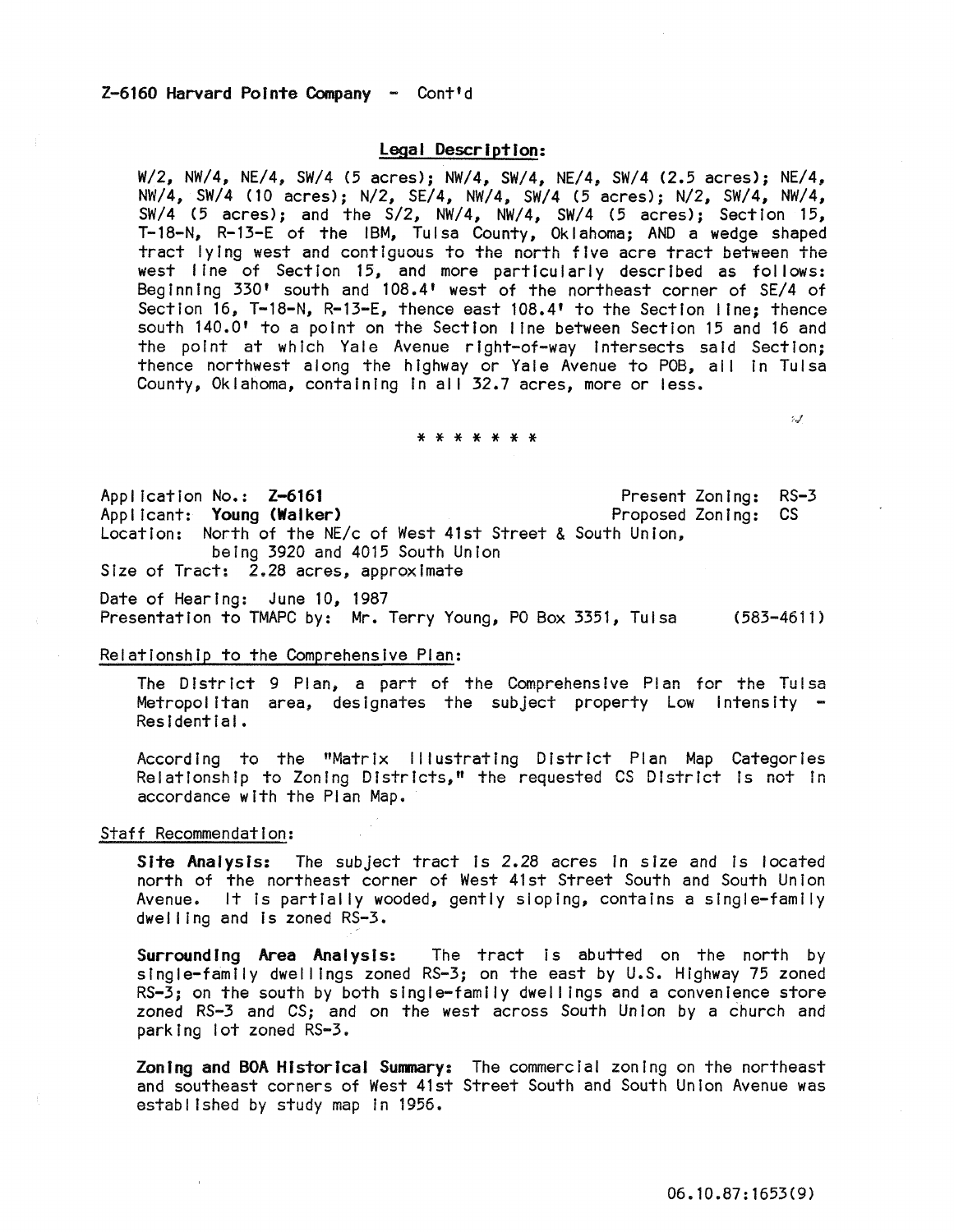Z-6160 Harvard Pointe Company - Cont'd

**Legal Description:**

W/2, NW/4, NE/4, SW/4 (5 acres); NW/4, SW/4, NE/4, SW/4 (2.5 acres); NE/4, NW/4, SW/4 (10 acres); N/2, SE/4, NW/4, SW/4 (5 acres); N/2, SW/4, NW/4, SW/4 (5 acres); and the S/2, NW/4, NW/4, SW/4 (5 acres); Section 15, T-18-N, R-13-E of the IBM, Tulsa County, Oklahoma; AND a wedge shaped tract lying west and contiguous to the north five acre tract between the west line of Section 15, and more particularly described as follows: Beginning 330' south and 108.4' west of the northeast corner of SE/4 of Section 16, T-18-N, R-13-E, thence east 108.4' to the Section line; thence south 140.0' to a point on the Section line between Section 15 and 16 and the point at which Yale Avenue right-of-way intersects said Section; thence northwest along the highway or Yale Avenue to POB, all in Tulsa County, Oklahoma, containing in all 32.7 acres, more or less.

\* \* \* \* \* \* \*

Application No.: **Z-6161** Present Zoning: RS-3
Applicant: **Young (Walker)** Proposed Zoning: CS
Location: North of the NE/c of West 41st Street & South Union, being 3920 and 4015 South Union
Size of Tract: 2.28 acres, approximate

Date of Hearing: June 10, 1987
Presentation to TMAPC by: Mr. Terry Young, PO Box 3351, Tulsa (583-4611)

Relationship to the Comprehensive Plan:

The District 9 Plan, a part of the Comprehensive Plan for the Tulsa Metropolitan area, designates the subject property Low Intensity - Residential.

According to the "Matrix Illustrating District Plan Map Categories Relationship to Zoning Districts," the requested CS District is not in accordance with the Plan Map.

Staff Recommendation:

**Site Analysis:** The subject tract is 2.28 acres in size and is located north of the northeast corner of West 41st Street South and South Union Avenue. It is partially wooded, gently sloping, contains a single-family dwelling and is zoned RS-3.

**Surrounding Area Analysis:** The tract is abutted on the north by single-family dwellings zoned RS-3; on the east by U.S. Highway 75 zoned RS-3; on the south by both single-family dwellings and a convenience store zoned RS-3 and CS; and on the west across South Union by a church and parking lot zoned RS-3.

**Zoning and BOA Historical Summary:** The commercial zoning on the northeast and southeast corners of West 41st Street South and South Union Avenue was established by study map in 1956.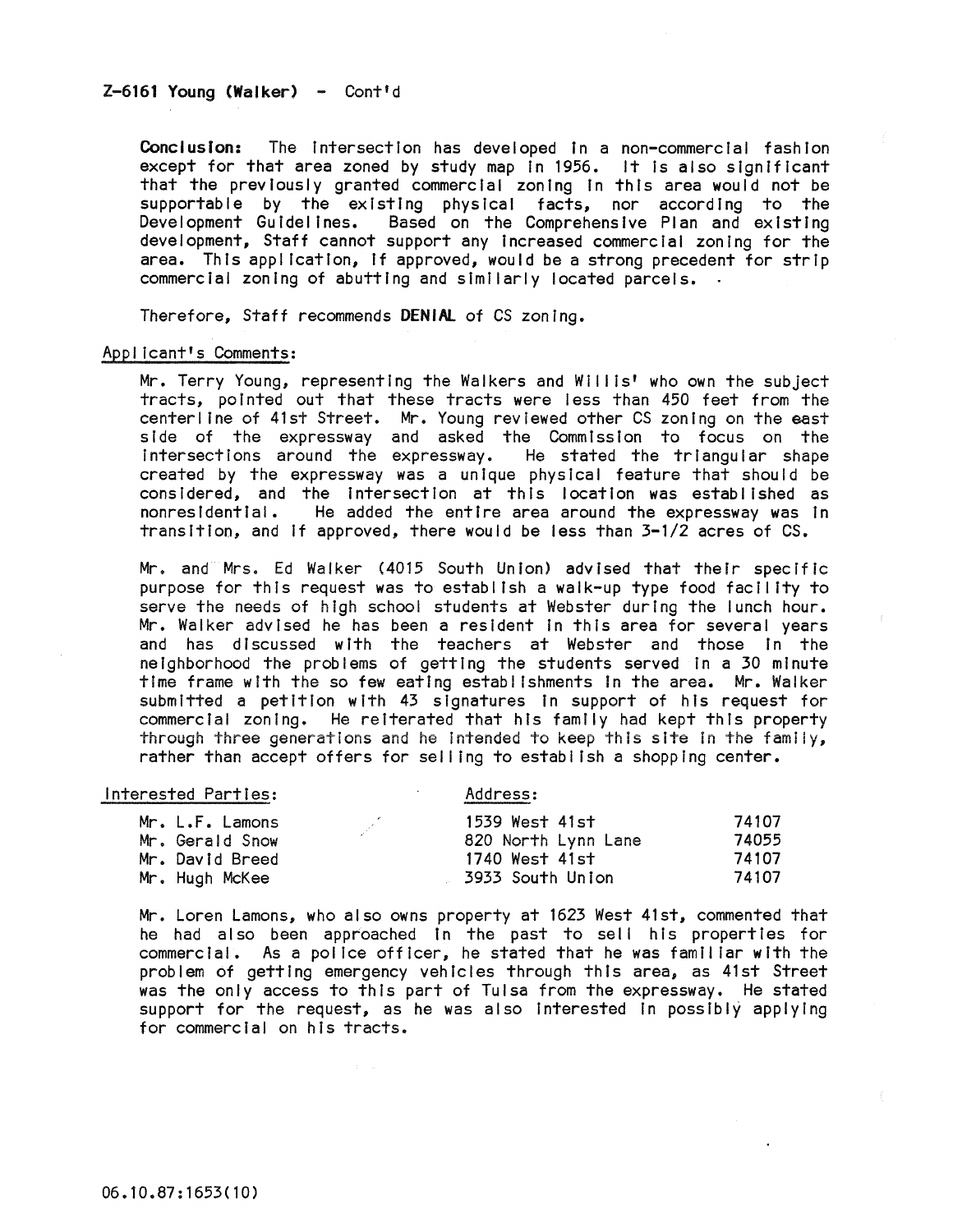Z-6161 Young (Walker) - Cont'd

**Conclusion:** The intersection has developed in a non-commercial fashion except for that area zoned by study map in 1956. It is also significant that the previously granted commercial zoning in this area would not be supportable by the existing physical facts, nor according to the Development Guidelines. Based on the Comprehensive Plan and existing development, Staff cannot support any increased commercial zoning for the area. This application, if approved, would be a strong precedent for strip commercial zoning of abutting and similarly located parcels.

Therefore, Staff recommends **DENIAL** of CS zoning.

Applicant's Comments:

Mr. Terry Young, representing the Walkers and Willis' who own the subject tracts, pointed out that these tracts were less than 450 feet from the centerline of 41st Street. Mr. Young reviewed other CS zoning on the east side of the expressway and asked the Commission to focus on the intersections around the expressway. He stated the triangular shape created by the expressway was a unique physical feature that should be considered, and the intersection at this location was established as nonresidential. He added the entire area around the expressway was in transition, and if approved, there would be less than 3-1/2 acres of CS.

Mr. and Mrs. Ed Walker (4015 South Union) advised that their specific purpose for this request was to establish a walk-up type food facility to serve the needs of high school students at Webster during the lunch hour. Mr. Walker advised he has been a resident in this area for several years and has discussed with the teachers at Webster and those in the neighborhood the problems of getting the students served in a 30 minute time frame with the so few eating establishments in the area. Mr. Walker submitted a petition with 43 signatures in support of his request for commercial zoning. He reiterated that his family had kept this property through three generations and he intended to keep this site in the family, rather than accept offers for selling to establish a shopping center.

| Interested Parties: | Address: | |
|---|---|---|
| Mr. L.F. Lamons | 1539 West 41st | 74107 |
| Mr. Gerald Snow | 820 North Lynn Lane | 74055 |
| Mr. David Breed | 1740 West 41st | 74107 |
| Mr. Hugh McKee | 3933 South Union | 74107 |

Mr. Loren Lamons, who also owns property at 1623 West 41st, commented that he had also been approached in the past to sell his properties for commercial. As a police officer, he stated that he was familiar with the problem of getting emergency vehicles through this area, as 41st Street was the only access to this part of Tulsa from the expressway. He stated support for the request, as he was also interested in possibly applying for commercial on his tracts.

06.10.87:1653(10)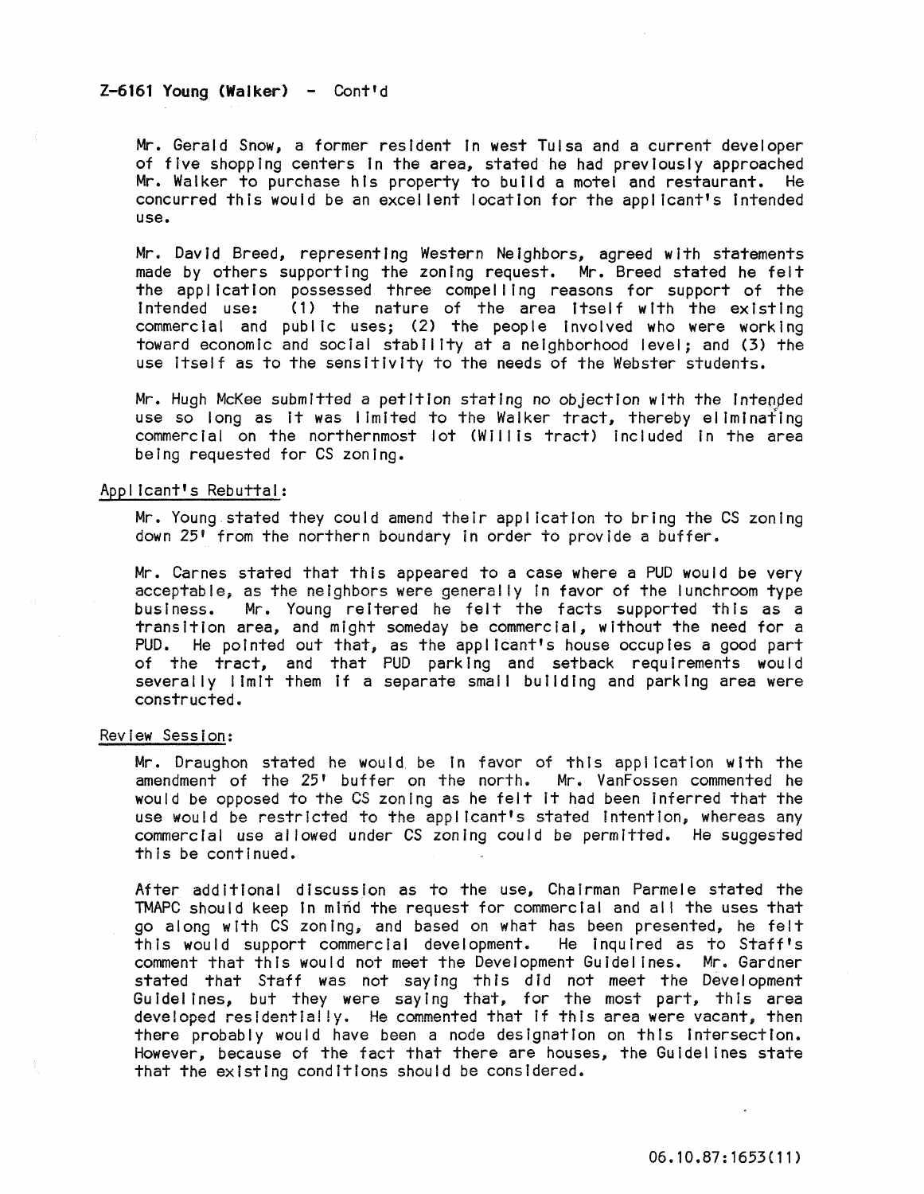Z-6161 Young (Walker) - Cont'd

Mr. Gerald Snow, a former resident in west Tulsa and a current developer of five shopping centers in the area, stated he had previously approached Mr. Walker to purchase his property to build a motel and restaurant. He concurred this would be an excellent location for the applicant's intended use.

Mr. David Breed, representing Western Neighbors, agreed with statements made by others supporting the zoning request. Mr. Breed stated he felt the application possessed three compelling reasons for support of the intended use: (1) the nature of the area itself with the existing commercial and public uses; (2) the people involved who were working toward economic and social stability at a neighborhood level; and (3) the use itself as to the sensitivity to the needs of the Webster students.

Mr. Hugh McKee submitted a petition stating no objection with the intended use so long as it was limited to the Walker tract, thereby eliminating commercial on the northernmost lot (Willis tract) included in the area being requested for CS zoning.

Applicant's Rebuttal:

Mr. Young stated they could amend their application to bring the CS zoning down 25' from the northern boundary in order to provide a buffer.

Mr. Carnes stated that this appeared to a case where a PUD would be very acceptable, as the neighbors were generally in favor of the lunchroom type business. Mr. Young reitered he felt the facts supported this as a transition area, and might someday be commercial, without the need for a PUD. He pointed out that, as the applicant's house occupies a good part of the tract, and that PUD parking and setback requirements would severally limit them if a separate small building and parking area were constructed.

Review Session:

Mr. Draughon stated he would be in favor of this application with the amendment of the 25' buffer on the north. Mr. VanFossen commented he would be opposed to the CS zoning as he felt it had been inferred that the use would be restricted to the applicant's stated intention, whereas any commercial use allowed under CS zoning could be permitted. He suggested this be continued.

After additional discussion as to the use, Chairman Parmele stated the TMAPC should keep in mind the request for commercial and all the uses that go along with CS zoning, and based on what has been presented, he felt this would support commercial development. He inquired as to Staff's comment that this would not meet the Development Guidelines. Mr. Gardner stated that Staff was not saying this did not meet the Development Guidelines, but they were saying that, for the most part, this area developed residentially. He commented that if this area were vacant, then there probably would have been a node designation on this intersection. However, because of the fact that there are houses, the Guidelines state that the existing conditions should be considered.

06.10.87:1653(11)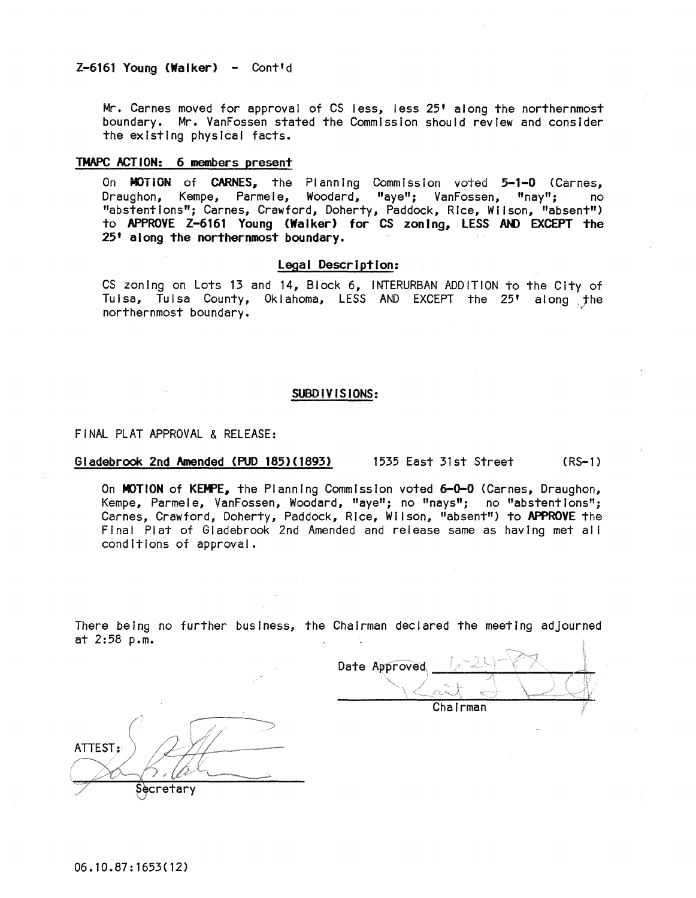Z-6161 Young (Walker) - Cont'd

Mr. Carnes moved for approval of CS less, less 25' along the northernmost boundary. Mr. VanFossen stated the Commission should review and consider the existing physical facts.

**TMAPC ACTION: 6 members present**

On **MOTION** of **CARNES**, the Planning Commission voted **5-1-0** (Carnes, Draughon, Kempe, Parmele, Woodard, "aye"; VanFossen, "nay"; no "abstentions"; Carnes, Crawford, Doherty, Paddock, Rice, Wilson, "absent") to **APPROVE Z-6161 Young (Walker) for CS zoning, LESS AND EXCEPT the 25' along the northernmost boundary.**

**Legal Description:**

CS zoning on Lots 13 and 14, Block 6, INTERURBAN ADDITION to the City of Tulsa, Tulsa County, Oklahoma, LESS AND EXCEPT the 25' along the northernmost boundary.

**SUBDIVISIONS:**

FINAL PLAT APPROVAL & RELEASE:

**Gladebrook 2nd Amended (PUD 185)(1893)** 1535 East 31st Street (RS-1)

On **MOTION** of **KEMPE**, the Planning Commission voted **6-0-0** (Carnes, Draughon, Kempe, Parmele, VanFossen, Woodard, "aye"; no "nays"; no "abstentions"; Carnes, Crawford, Doherty, Paddock, Rice, Wilson, "absent") to **APPROVE** the Final Plat of Gladebrook 2nd Amended and release same as having met all conditions of approval.

There being no further business, the Chairman declared the meeting adjourned at 2:58 p.m.

Date Approved 6-24-87

Chairman

ATTEST:

Secretary

06.10.87:1653(12)